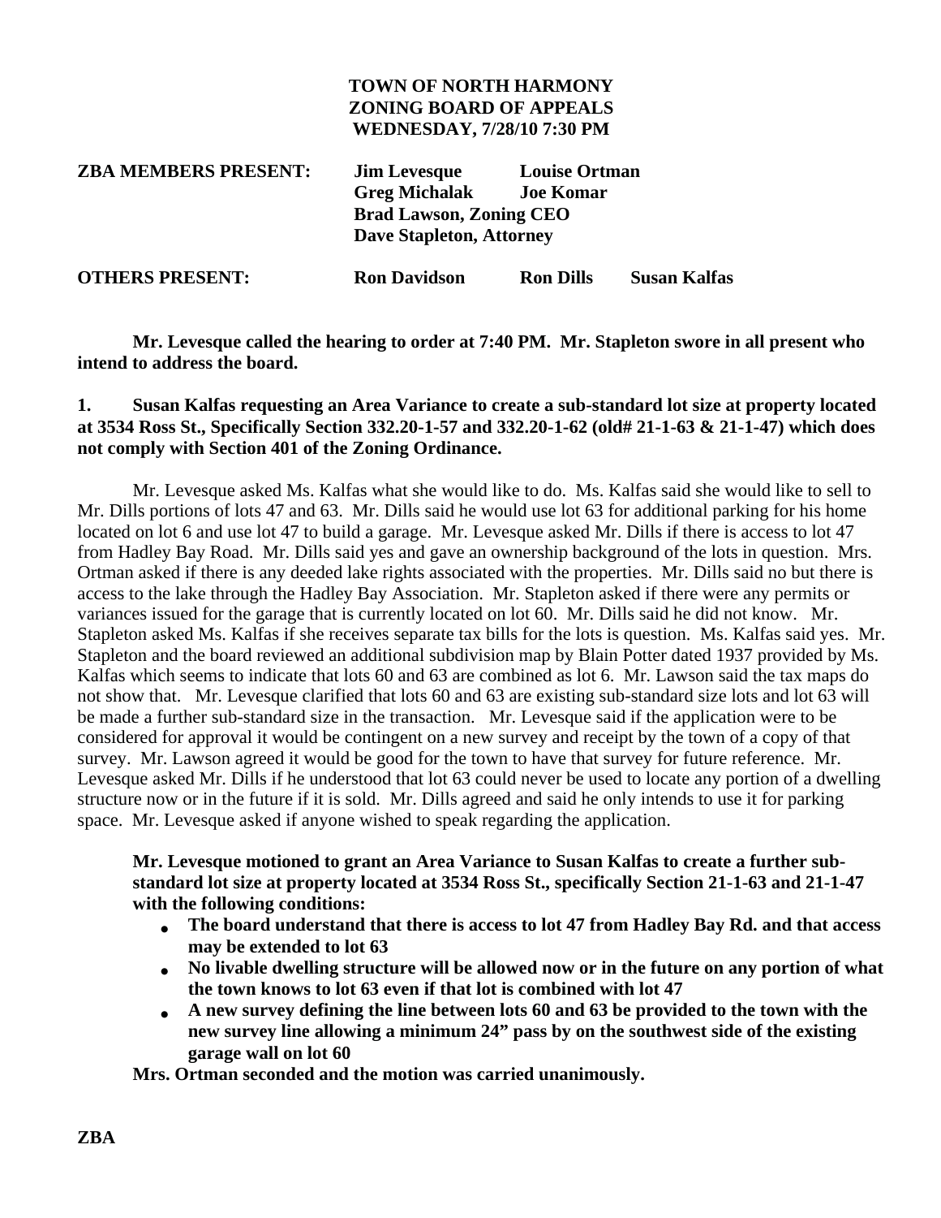**TOWN OF NORTH HARMONY**
**ZONING BOARD OF APPEALS**
**WEDNESDAY, 7/28/10 7:30 PM**

**ZBA MEMBERS PRESENT:** **Jim Levesque** **Louise Ortman**
**Greg Michalak** **Joe Komar**
**Brad Lawson, Zoning CEO**
**Dave Stapleton, Attorney**

**OTHERS PRESENT:** **Ron Davidson** **Ron Dills** **Susan Kalfas**

**Mr. Levesque called the hearing to order at 7:40 PM. Mr. Stapleton swore in all present who intend to address the board.**

**1. Susan Kalfas requesting an Area Variance to create a sub-standard lot size at property located at 3534 Ross St., Specifically Section 332.20-1-57 and 332.20-1-62 (old# 21-1-63 & 21-1-47) which does not comply with Section 401 of the Zoning Ordinance.**

Mr. Levesque asked Ms. Kalfas what she would like to do. Ms. Kalfas said she would like to sell to Mr. Dills portions of lots 47 and 63. Mr. Dills said he would use lot 63 for additional parking for his home located on lot 6 and use lot 47 to build a garage. Mr. Levesque asked Mr. Dills if there is access to lot 47 from Hadley Bay Road. Mr. Dills said yes and gave an ownership background of the lots in question. Mrs. Ortman asked if there is any deeded lake rights associated with the properties. Mr. Dills said no but there is access to the lake through the Hadley Bay Association. Mr. Stapleton asked if there were any permits or variances issued for the garage that is currently located on lot 60. Mr. Dills said he did not know. Mr. Stapleton asked Ms. Kalfas if she receives separate tax bills for the lots is question. Ms. Kalfas said yes. Mr. Stapleton and the board reviewed an additional subdivision map by Blain Potter dated 1937 provided by Ms. Kalfas which seems to indicate that lots 60 and 63 are combined as lot 6. Mr. Lawson said the tax maps do not show that. Mr. Levesque clarified that lots 60 and 63 are existing sub-standard size lots and lot 63 will be made a further sub-standard size in the transaction. Mr. Levesque said if the application were to be considered for approval it would be contingent on a new survey and receipt by the town of a copy of that survey. Mr. Lawson agreed it would be good for the town to have that survey for future reference. Mr. Levesque asked Mr. Dills if he understood that lot 63 could never be used to locate any portion of a dwelling structure now or in the future if it is sold. Mr. Dills agreed and said he only intends to use it for parking space. Mr. Levesque asked if anyone wished to speak regarding the application.

**Mr. Levesque motioned to grant an Area Variance to Susan Kalfas to create a further sub-standard lot size at property located at 3534 Ross St., specifically Section 21-1-63 and 21-1-47 with the following conditions:**

- **The board understand that there is access to lot 47 from Hadley Bay Rd. and that access may be extended to lot 63**
- **No livable dwelling structure will be allowed now or in the future on any portion of what the town knows to lot 63 even if that lot is combined with lot 47**
- **A new survey defining the line between lots 60 and 63 be provided to the town with the new survey line allowing a minimum 24" pass by on the southwest side of the existing garage wall on lot 60**

**Mrs. Ortman seconded and the motion was carried unanimously.**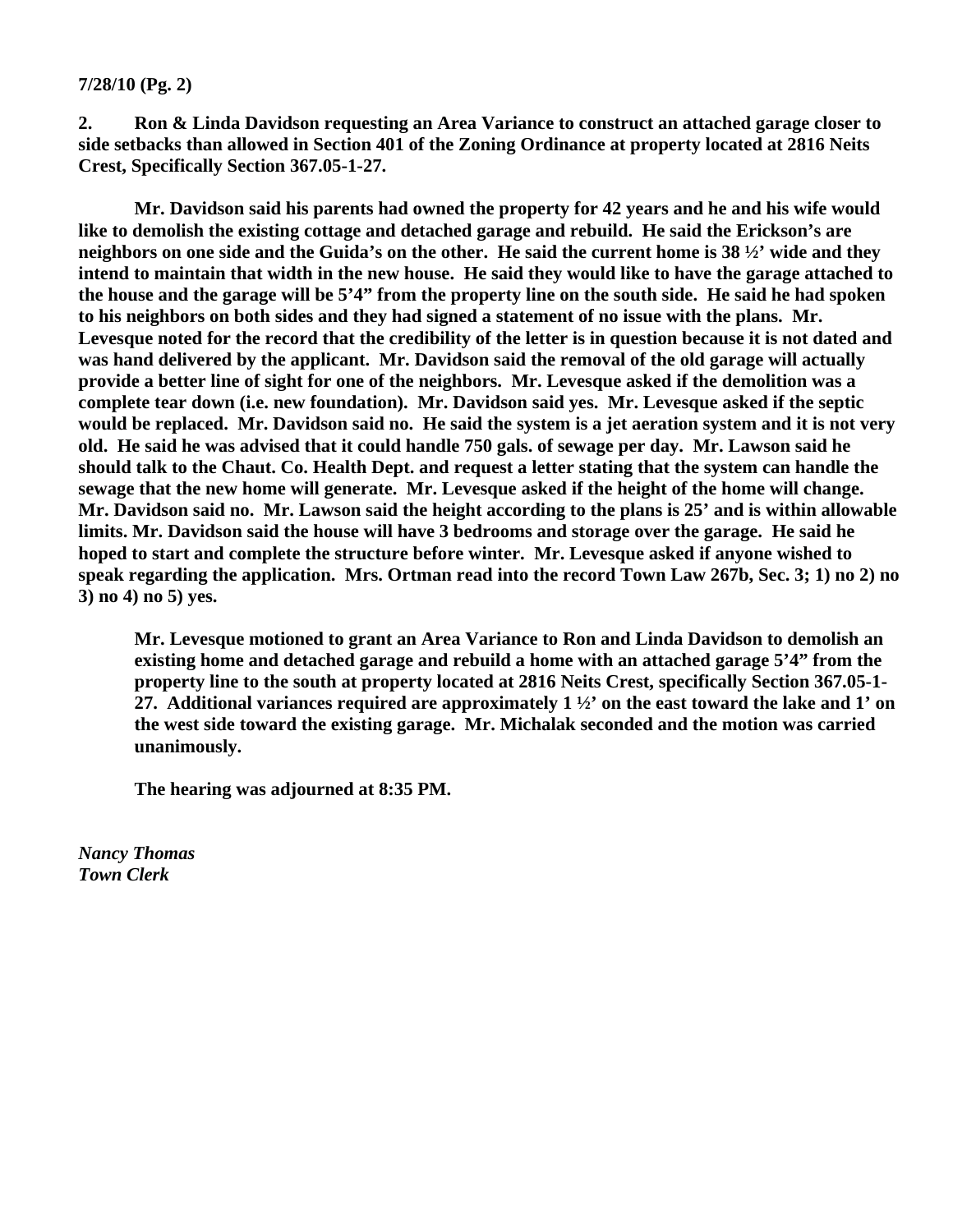**7/28/10 (Pg. 2)**

**2. Ron & Linda Davidson requesting an Area Variance to construct an attached garage closer to side setbacks than allowed in Section 401 of the Zoning Ordinance at property located at 2816 Neits Crest, Specifically Section 367.05-1-27.**

**Mr. Davidson said his parents had owned the property for 42 years and he and his wife would like to demolish the existing cottage and detached garage and rebuild. He said the Erickson's are neighbors on one side and the Guida's on the other. He said the current home is 38 ½' wide and they intend to maintain that width in the new house. He said they would like to have the garage attached to the house and the garage will be 5'4" from the property line on the south side. He said he had spoken to his neighbors on both sides and they had signed a statement of no issue with the plans. Mr. Levesque noted for the record that the credibility of the letter is in question because it is not dated and was hand delivered by the applicant. Mr. Davidson said the removal of the old garage will actually provide a better line of sight for one of the neighbors. Mr. Levesque asked if the demolition was a complete tear down (i.e. new foundation). Mr. Davidson said yes. Mr. Levesque asked if the septic would be replaced. Mr. Davidson said no. He said the system is a jet aeration system and it is not very old. He said he was advised that it could handle 750 gals. of sewage per day. Mr. Lawson said he should talk to the Chaut. Co. Health Dept. and request a letter stating that the system can handle the sewage that the new home will generate. Mr. Levesque asked if the height of the home will change. Mr. Davidson said no. Mr. Lawson said the height according to the plans is 25' and is within allowable limits. Mr. Davidson said the house will have 3 bedrooms and storage over the garage. He said he hoped to start and complete the structure before winter. Mr. Levesque asked if anyone wished to speak regarding the application. Mrs. Ortman read into the record Town Law 267b, Sec. 3; 1) no 2) no 3) no 4) no 5) yes.**

**Mr. Levesque motioned to grant an Area Variance to Ron and Linda Davidson to demolish an existing home and detached garage and rebuild a home with an attached garage 5'4" from the property line to the south at property located at 2816 Neits Crest, specifically Section 367.05-1-27. Additional variances required are approximately 1 ½' on the east toward the lake and 1' on the west side toward the existing garage. Mr. Michalak seconded and the motion was carried unanimously.**

**The hearing was adjourned at 8:35 PM.**

***Nancy Thomas***
***Town Clerk***